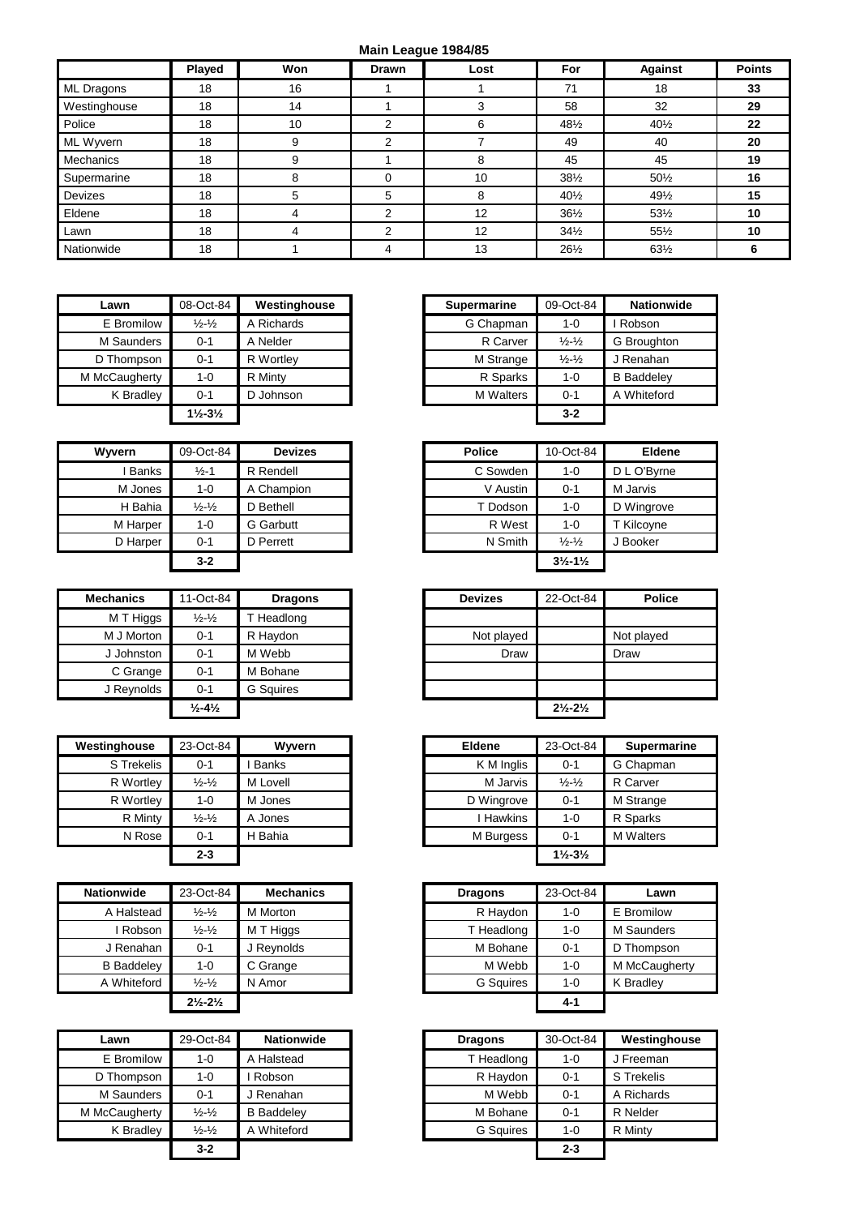**Main League 1984/85**

| | Played | Won | Drawn | Lost | For | Against | Points |
|---|---|---|---|---|---|---|---|
| ML Dragons | 18 | 16 | 1 | 1 | 71 | 18 | **33** |
| Westinghouse | 18 | 14 | 1 | 3 | 58 | 32 | **29** |
| Police | 18 | 10 | 2 | 6 | 48½ | 40½ | **22** |
| ML Wyvern | 18 | 9 | 2 | 7 | 49 | 40 | **20** |
| Mechanics | 18 | 9 | 1 | 8 | 45 | 45 | **19** |
| Supermarine | 18 | 8 | 0 | 10 | 38½ | 50½ | **16** |
| Devizes | 18 | 5 | 5 | 8 | 40½ | 49½ | **15** |
| Eldene | 18 | 4 | 2 | 12 | 36½ | 53½ | **10** |
| Lawn | 18 | 4 | 2 | 12 | 34½ | 55½ | **10** |
| Nationwide | 18 | 1 | 4 | 13 | 26½ | 63½ | **6** |

| Lawn | 08-Oct-84 | Westinghouse |
|---|---|---|
| E Bromilow | ½-½ | A Richards |
| M Saunders | 0-1 | A Nelder |
| D Thompson | 0-1 | R Wortley |
| M McCaugherty | 1-0 | R Minty |
| K Bradley | 0-1 | D Johnson |
| | **1½-3½** | |

| Supermarine | 09-Oct-84 | Nationwide |
|---|---|---|
| G Chapman | 1-0 | I Robson |
| R Carver | ½-½ | G Broughton |
| M Strange | ½-½ | J Renahan |
| R Sparks | 1-0 | B Baddeley |
| M Walters | 0-1 | A Whiteford |
| | **3-2** | |

| Wyvern | 09-Oct-84 | Devizes |
|---|---|---|
| I Banks | ½-1 | R Rendell |
| M Jones | 1-0 | A Champion |
| H Bahia | ½-½ | D Bethell |
| M Harper | 1-0 | G Garbutt |
| D Harper | 0-1 | D Perrett |
| | **3-2** | |

| Police | 10-Oct-84 | Eldene |
|---|---|---|
| C Sowden | 1-0 | D L O'Byrne |
| V Austin | 0-1 | M Jarvis |
| T Dodson | 1-0 | D Wingrove |
| R West | 1-0 | T Kilcoyne |
| N Smith | ½-½ | J Booker |
| | **3½-1½** | |

| Mechanics | 11-Oct-84 | Dragons |
|---|---|---|
| M T Higgs | ½-½ | T Headlong |
| M J Morton | 0-1 | R Haydon |
| J Johnston | 0-1 | M Webb |
| C Grange | 0-1 | M Bohane |
| J Reynolds | 0-1 | G Squires |
| | **½-4½** | |

| Devizes | 22-Oct-84 | Police |
|---|---|---|
| | | |
| Not played | | Not played |
| Draw | | Draw |
| | | |
| | | |
| | **2½-2½** | |

| Westinghouse | 23-Oct-84 | Wyvern |
|---|---|---|
| S Trekelis | 0-1 | I Banks |
| R Wortley | ½-½ | M Lovell |
| R Wortley | 1-0 | M Jones |
| R Minty | ½-½ | A Jones |
| N Rose | 0-1 | H Bahia |
| | **2-3** | |

| Eldene | 23-Oct-84 | Supermarine |
|---|---|---|
| K M Inglis | 0-1 | G Chapman |
| M Jarvis | ½-½ | R Carver |
| D Wingrove | 0-1 | M Strange |
| I Hawkins | 1-0 | R Sparks |
| M Burgess | 0-1 | M Walters |
| | **1½-3½** | |

| Nationwide | 23-Oct-84 | Mechanics |
|---|---|---|
| A Halstead | ½-½ | M Morton |
| I Robson | ½-½ | M T Higgs |
| J Renahan | 0-1 | J Reynolds |
| B Baddeley | 1-0 | C Grange |
| A Whiteford | ½-½ | N Amor |
| | **2½-2½** | |

| Dragons | 23-Oct-84 | Lawn |
|---|---|---|
| R Haydon | 1-0 | E Bromilow |
| T Headlong | 1-0 | M Saunders |
| M Bohane | 0-1 | D Thompson |
| M Webb | 1-0 | M McCaugherty |
| G Squires | 1-0 | K Bradley |
| | **4-1** | |

| Lawn | 29-Oct-84 | Nationwide |
|---|---|---|
| E Bromilow | 1-0 | A Halstead |
| D Thompson | 1-0 | I Robson |
| M Saunders | 0-1 | J Renahan |
| M McCaugherty | ½-½ | B Baddeley |
| K Bradley | ½-½ | A Whiteford |
| | **3-2** | |

| Dragons | 30-Oct-84 | Westinghouse |
|---|---|---|
| T Headlong | 1-0 | J Freeman |
| R Haydon | 0-1 | S Trekelis |
| M Webb | 0-1 | A Richards |
| M Bohane | 0-1 | R Nelder |
| G Squires | 1-0 | R Minty |
| | **2-3** | |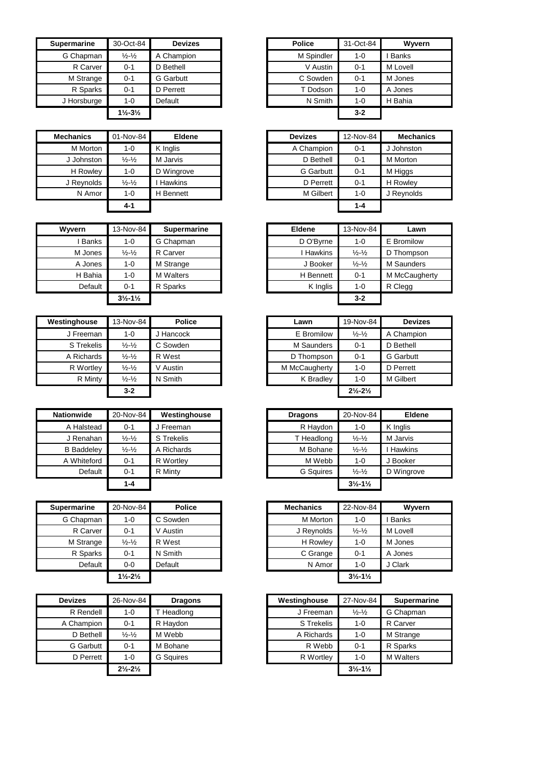| Supermarine | 30-Oct-84 | Devizes |
|---|---|---|
| G Chapman | ½-½ | A Champion |
| R Carver | 0-1 | D Bethell |
| M Strange | 0-1 | G Garbutt |
| R Sparks | 0-1 | D Perrett |
| J Horsburge | 1-0 | Default |
| | **1½-3½** | |

| Police | 31-Oct-84 | Wyvern |
|---|---|---|
| M Spindler | 1-0 | I Banks |
| V Austin | 0-1 | M Lovell |
| C Sowden | 0-1 | M Jones |
| T Dodson | 1-0 | A Jones |
| N Smith | 1-0 | H Bahia |
| | **3-2** | |

| Mechanics | 01-Nov-84 | Eldene |
|---|---|---|
| M Morton | 1-0 | K Inglis |
| J Johnston | ½-½ | M Jarvis |
| H Rowley | 1-0 | D Wingrove |
| J Reynolds | ½-½ | I Hawkins |
| N Amor | 1-0 | H Bennett |
| | **4-1** | |

| Devizes | 12-Nov-84 | Mechanics |
|---|---|---|
| A Champion | 0-1 | J Johnston |
| D Bethell | 0-1 | M Morton |
| G Garbutt | 0-1 | M Higgs |
| D Perrett | 0-1 | H Rowley |
| M Gilbert | 1-0 | J Reynolds |
| | **1-4** | |

| Wyvern | 13-Nov-84 | Supermarine |
|---|---|---|
| I Banks | 1-0 | G Chapman |
| M Jones | ½-½ | R Carver |
| A Jones | 1-0 | M Strange |
| H Bahia | 1-0 | M Walters |
| Default | 0-1 | R Sparks |
| | **3½-1½** | |

| Eldene | 13-Nov-84 | Lawn |
|---|---|---|
| D O'Byrne | 1-0 | E Bromilow |
| I Hawkins | ½-½ | D Thompson |
| J Booker | ½-½ | M Saunders |
| H Bennett | 0-1 | M McCaugherty |
| K Inglis | 1-0 | R Clegg |
| | **3-2** | |

| Westinghouse | 13-Nov-84 | Police |
|---|---|---|
| J Freeman | 1-0 | J Hancock |
| S Trekelis | ½-½ | C Sowden |
| A Richards | ½-½ | R West |
| R Wortley | ½-½ | V Austin |
| R Minty | ½-½ | N Smith |
| | **3-2** | |

| Lawn | 19-Nov-84 | Devizes |
|---|---|---|
| E Bromilow | ½-½ | A Champion |
| M Saunders | 0-1 | D Bethell |
| D Thompson | 0-1 | G Garbutt |
| M McCaugherty | 1-0 | D Perrett |
| K Bradley | 1-0 | M Gilbert |
| | **2½-2½** | |

| Nationwide | 20-Nov-84 | Westinghouse |
|---|---|---|
| A Halstead | 0-1 | J Freeman |
| J Renahan | ½-½ | S Trekelis |
| B Baddeley | ½-½ | A Richards |
| A Whiteford | 0-1 | R Wortley |
| Default | 0-1 | R Minty |
| | **1-4** | |

| Dragons | 20-Nov-84 | Eldene |
|---|---|---|
| R Haydon | 1-0 | K Inglis |
| T Headlong | ½-½ | M Jarvis |
| M Bohane | ½-½ | I Hawkins |
| M Webb | 1-0 | J Booker |
| G Squires | ½-½ | D Wingrove |
| | **3½-1½** | |

| Supermarine | 20-Nov-84 | Police |
|---|---|---|
| G Chapman | 1-0 | C Sowden |
| R Carver | 0-1 | V Austin |
| M Strange | ½-½ | R West |
| R Sparks | 0-1 | N Smith |
| Default | 0-0 | Default |
| | **1½-2½** | |

| Mechanics | 22-Nov-84 | Wyvern |
|---|---|---|
| M Morton | 1-0 | I Banks |
| J Reynolds | ½-½ | M Lovell |
| H Rowley | 1-0 | M Jones |
| C Grange | 0-1 | A Jones |
| N Amor | 1-0 | J Clark |
| | **3½-1½** | |

| Devizes | 26-Nov-84 | Dragons |
|---|---|---|
| R Rendell | 1-0 | T Headlong |
| A Champion | 0-1 | R Haydon |
| D Bethell | ½-½ | M Webb |
| G Garbutt | 0-1 | M Bohane |
| D Perrett | 1-0 | G Squires |
| | **2½-2½** | |

| Westinghouse | 27-Nov-84 | Supermarine |
|---|---|---|
| J Freeman | ½-½ | G Chapman |
| S Trekelis | 1-0 | R Carver |
| A Richards | 1-0 | M Strange |
| R Webb | 0-1 | R Sparks |
| R Wortley | 1-0 | M Walters |
| | **3½-1½** | |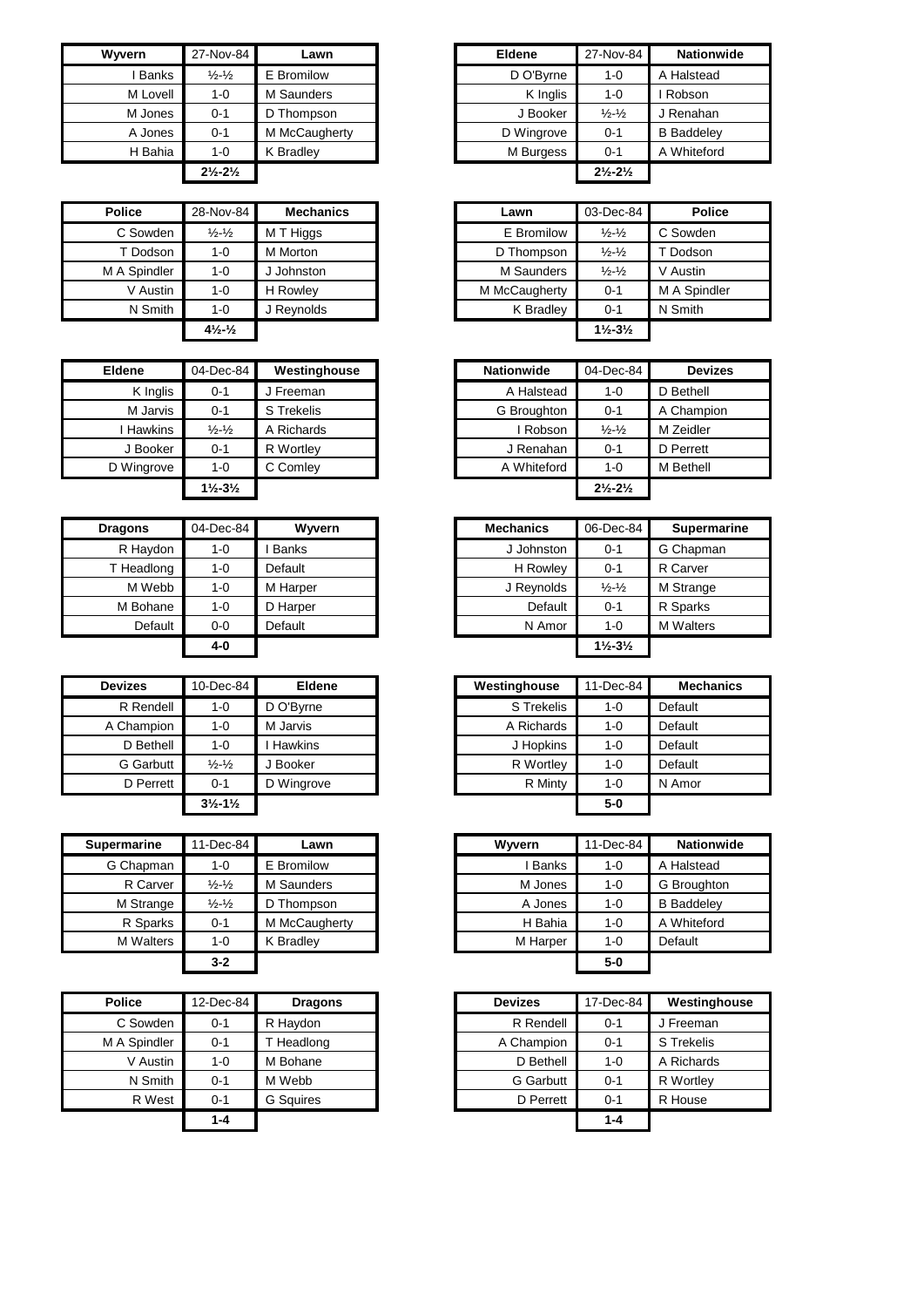| Wyvern | 27-Nov-84 | Lawn |
|---|---|---|
| I Banks | ½-½ | E Bromilow |
| M Lovell | 1-0 | M Saunders |
| M Jones | 0-1 | D Thompson |
| A Jones | 0-1 | M McCaugherty |
| H Bahia | 1-0 | K Bradley |
| | **2½-2½** | |

| Eldene | 27-Nov-84 | Nationwide |
|---|---|---|
| D O'Byrne | 1-0 | A Halstead |
| K Inglis | 1-0 | I Robson |
| J Booker | ½-½ | J Renahan |
| D Wingrove | 0-1 | B Baddeley |
| M Burgess | 0-1 | A Whiteford |
| | **2½-2½** | |

| Police | 28-Nov-84 | Mechanics |
|---|---|---|
| C Sowden | ½-½ | M T Higgs |
| T Dodson | 1-0 | M Morton |
| M A Spindler | 1-0 | J Johnston |
| V Austin | 1-0 | H Rowley |
| N Smith | 1-0 | J Reynolds |
| | **4½-½** | |

| Lawn | 03-Dec-84 | Police |
|---|---|---|
| E Bromilow | ½-½ | C Sowden |
| D Thompson | ½-½ | T Dodson |
| M Saunders | ½-½ | V Austin |
| M McCaugherty | 0-1 | M A Spindler |
| K Bradley | 0-1 | N Smith |
| | **1½-3½** | |

| Eldene | 04-Dec-84 | Westinghouse |
|---|---|---|
| K Inglis | 0-1 | J Freeman |
| M Jarvis | 0-1 | S Trekelis |
| I Hawkins | ½-½ | A Richards |
| J Booker | 0-1 | R Wortley |
| D Wingrove | 1-0 | C Comley |
| | **1½-3½** | |

| Nationwide | 04-Dec-84 | Devizes |
|---|---|---|
| A Halstead | 1-0 | D Bethell |
| G Broughton | 0-1 | A Champion |
| I Robson | ½-½ | M Zeidler |
| J Renahan | 0-1 | D Perrett |
| A Whiteford | 1-0 | M Bethell |
| | **2½-2½** | |

| Dragons | 04-Dec-84 | Wyvern |
|---|---|---|
| R Haydon | 1-0 | I Banks |
| T Headlong | 1-0 | Default |
| M Webb | 1-0 | M Harper |
| M Bohane | 1-0 | D Harper |
| Default | 0-0 | Default |
| | **4-0** | |

| Mechanics | 06-Dec-84 | Supermarine |
|---|---|---|
| J Johnston | 0-1 | G Chapman |
| H Rowley | 0-1 | R Carver |
| J Reynolds | ½-½ | M Strange |
| Default | 0-1 | R Sparks |
| N Amor | 1-0 | M Walters |
| | **1½-3½** | |

| Devizes | 10-Dec-84 | Eldene |
|---|---|---|
| R Rendell | 1-0 | D O'Byrne |
| A Champion | 1-0 | M Jarvis |
| D Bethell | 1-0 | I Hawkins |
| G Garbutt | ½-½ | J Booker |
| D Perrett | 0-1 | D Wingrove |
| | **3½-1½** | |

| Westinghouse | 11-Dec-84 | Mechanics |
|---|---|---|
| S Trekelis | 1-0 | Default |
| A Richards | 1-0 | Default |
| J Hopkins | 1-0 | Default |
| R Wortley | 1-0 | Default |
| R Minty | 1-0 | N Amor |
| | **5-0** | |

| Supermarine | 11-Dec-84 | Lawn |
|---|---|---|
| G Chapman | 1-0 | E Bromilow |
| R Carver | ½-½ | M Saunders |
| M Strange | ½-½ | D Thompson |
| R Sparks | 0-1 | M McCaugherty |
| M Walters | 1-0 | K Bradley |
| | **3-2** | |

| Wyvern | 11-Dec-84 | Nationwide |
|---|---|---|
| I Banks | 1-0 | A Halstead |
| M Jones | 1-0 | G Broughton |
| A Jones | 1-0 | B Baddeley |
| H Bahia | 1-0 | A Whiteford |
| M Harper | 1-0 | Default |
| | **5-0** | |

| Police | 12-Dec-84 | Dragons |
|---|---|---|
| C Sowden | 0-1 | R Haydon |
| M A Spindler | 0-1 | T Headlong |
| V Austin | 1-0 | M Bohane |
| N Smith | 0-1 | M Webb |
| R West | 0-1 | G Squires |
| | **1-4** | |

| Devizes | 17-Dec-84 | Westinghouse |
|---|---|---|
| R Rendell | 0-1 | J Freeman |
| A Champion | 0-1 | S Trekelis |
| D Bethell | 1-0 | A Richards |
| G Garbutt | 0-1 | R Wortley |
| D Perrett | 0-1 | R House |
| | **1-4** | |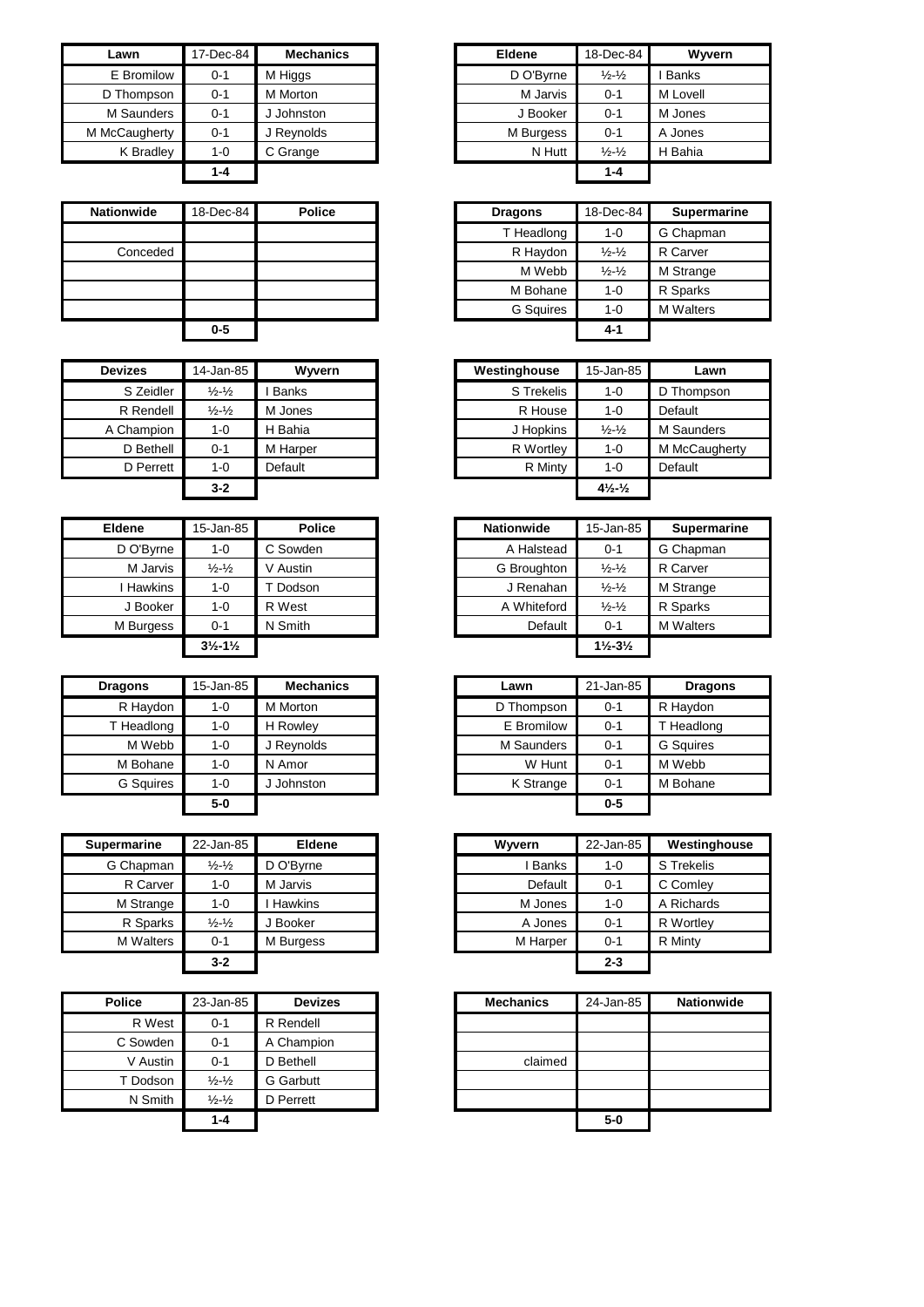| Lawn | 17-Dec-84 | Mechanics |
|---|---|---|
| E Bromilow | 0-1 | M Higgs |
| D Thompson | 0-1 | M Morton |
| M Saunders | 0-1 | J Johnston |
| M McCaugherty | 0-1 | J Reynolds |
| K Bradley | 1-0 | C Grange |
| | **1-4** | |

| Eldene | 18-Dec-84 | Wyvern |
|---|---|---|
| D O'Byrne | ½-½ | I Banks |
| M Jarvis | 0-1 | M Lovell |
| J Booker | 0-1 | M Jones |
| M Burgess | 0-1 | A Jones |
| N Hutt | ½-½ | H Bahia |
| | **1-4** | |

| Nationwide | 18-Dec-84 | Police |
|---|---|---|
| | | |
| Conceded | | |
| | | |
| | | |
| | | |
| | **0-5** | |

| Dragons | 18-Dec-84 | Supermarine |
|---|---|---|
| T Headlong | 1-0 | G Chapman |
| R Haydon | ½-½ | R Carver |
| M Webb | ½-½ | M Strange |
| M Bohane | 1-0 | R Sparks |
| G Squires | 1-0 | M Walters |
| | **4-1** | |

| Devizes | 14-Jan-85 | Wyvern |
|---|---|---|
| S Zeidler | ½-½ | I Banks |
| R Rendell | ½-½ | M Jones |
| A Champion | 1-0 | H Bahia |
| D Bethell | 0-1 | M Harper |
| D Perrett | 1-0 | Default |
| | **3-2** | |

| Westinghouse | 15-Jan-85 | Lawn |
|---|---|---|
| S Trekelis | 1-0 | D Thompson |
| R House | 1-0 | Default |
| J Hopkins | ½-½ | M Saunders |
| R Wortley | 1-0 | M McCaugherty |
| R Minty | 1-0 | Default |
| | **4½-½** | |

| Eldene | 15-Jan-85 | Police |
|---|---|---|
| D O'Byrne | 1-0 | C Sowden |
| M Jarvis | ½-½ | V Austin |
| I Hawkins | 1-0 | T Dodson |
| J Booker | 1-0 | R West |
| M Burgess | 0-1 | N Smith |
| | **3½-1½** | |

| Nationwide | 15-Jan-85 | Supermarine |
|---|---|---|
| A Halstead | 0-1 | G Chapman |
| G Broughton | ½-½ | R Carver |
| J Renahan | ½-½ | M Strange |
| A Whiteford | ½-½ | R Sparks |
| Default | 0-1 | M Walters |
| | **1½-3½** | |

| Dragons | 15-Jan-85 | Mechanics |
|---|---|---|
| R Haydon | 1-0 | M Morton |
| T Headlong | 1-0 | H Rowley |
| M Webb | 1-0 | J Reynolds |
| M Bohane | 1-0 | N Amor |
| G Squires | 1-0 | J Johnston |
| | **5-0** | |

| Lawn | 21-Jan-85 | Dragons |
|---|---|---|
| D Thompson | 0-1 | R Haydon |
| E Bromilow | 0-1 | T Headlong |
| M Saunders | 0-1 | G Squires |
| W Hunt | 0-1 | M Webb |
| K Strange | 0-1 | M Bohane |
| | **0-5** | |

| Supermarine | 22-Jan-85 | Eldene |
|---|---|---|
| G Chapman | ½-½ | D O'Byrne |
| R Carver | 1-0 | M Jarvis |
| M Strange | 1-0 | I Hawkins |
| R Sparks | ½-½ | J Booker |
| M Walters | 0-1 | M Burgess |
| | **3-2** | |

| Wyvern | 22-Jan-85 | Westinghouse |
|---|---|---|
| I Banks | 1-0 | S Trekelis |
| Default | 0-1 | C Comley |
| M Jones | 1-0 | A Richards |
| A Jones | 0-1 | R Wortley |
| M Harper | 0-1 | R Minty |
| | **2-3** | |

| Police | 23-Jan-85 | Devizes |
|---|---|---|
| R West | 0-1 | R Rendell |
| C Sowden | 0-1 | A Champion |
| V Austin | 0-1 | D Bethell |
| T Dodson | ½-½ | G Garbutt |
| N Smith | ½-½ | D Perrett |
| | **1-4** | |

| Mechanics | 24-Jan-85 | Nationwide |
|---|---|---|
| | | |
| | | |
| claimed | | |
| | | |
| | | |
| | **5-0** | |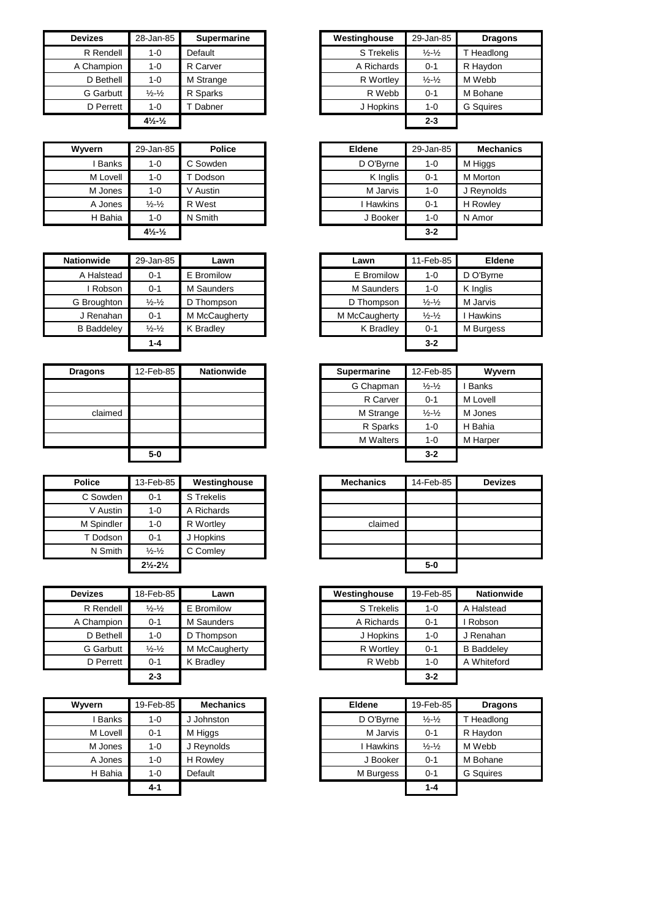| Devizes | 28-Jan-85 | Supermarine |
| --- | --- | --- |
| R Rendell | 1-0 | Default |
| A Champion | 1-0 | R Carver |
| D Bethell | 1-0 | M Strange |
| G Garbutt | ½-½ | R Sparks |
| D Perrett | 1-0 | T Dabner |
| | **4½-½** | |

| Westinghouse | 29-Jan-85 | Dragons |
| --- | --- | --- |
| S Trekelis | ½-½ | T Headlong |
| A Richards | 0-1 | R Haydon |
| R Wortley | ½-½ | M Webb |
| R Webb | 0-1 | M Bohane |
| J Hopkins | 1-0 | G Squires |
| | **2-3** | |

| Wyvern | 29-Jan-85 | Police |
| --- | --- | --- |
| I Banks | 1-0 | C Sowden |
| M Lovell | 1-0 | T Dodson |
| M Jones | 1-0 | V Austin |
| A Jones | ½-½ | R West |
| H Bahia | 1-0 | N Smith |
| | **4½-½** | |

| Eldene | 29-Jan-85 | Mechanics |
| --- | --- | --- |
| D O'Byrne | 1-0 | M Higgs |
| K Inglis | 0-1 | M Morton |
| M Jarvis | 1-0 | J Reynolds |
| I Hawkins | 0-1 | H Rowley |
| J Booker | 1-0 | N Amor |
| | **3-2** | |

| Nationwide | 29-Jan-85 | Lawn |
| --- | --- | --- |
| A Halstead | 0-1 | E Bromilow |
| I Robson | 0-1 | M Saunders |
| G Broughton | ½-½ | D Thompson |
| J Renahan | 0-1 | M McCaugherty |
| B Baddeley | ½-½ | K Bradley |
| | **1-4** | |

| Lawn | 11-Feb-85 | Eldene |
| --- | --- | --- |
| E Bromilow | 1-0 | D O'Byrne |
| M Saunders | 1-0 | K Inglis |
| D Thompson | ½-½ | M Jarvis |
| M McCaugherty | ½-½ | I Hawkins |
| K Bradley | 0-1 | M Burgess |
| | **3-2** | |

| Dragons | 12-Feb-85 | Nationwide |
| --- | --- | --- |
| | | |
| | | |
| claimed | | |
| | | |
| | | |
| | **5-0** | |

| Supermarine | 12-Feb-85 | Wyvern |
| --- | --- | --- |
| G Chapman | ½-½ | I Banks |
| R Carver | 0-1 | M Lovell |
| M Strange | ½-½ | M Jones |
| R Sparks | 1-0 | H Bahia |
| M Walters | 1-0 | M Harper |
| | **3-2** | |

| Police | 13-Feb-85 | Westinghouse |
| --- | --- | --- |
| C Sowden | 0-1 | S Trekelis |
| V Austin | 1-0 | A Richards |
| M Spindler | 1-0 | R Wortley |
| T Dodson | 0-1 | J Hopkins |
| N Smith | ½-½ | C Comley |
| | **2½-2½** | |

| Mechanics | 14-Feb-85 | Devizes |
| --- | --- | --- |
| | | |
| | | |
| claimed | | |
| | | |
| | | |
| | **5-0** | |

| Devizes | 18-Feb-85 | Lawn |
| --- | --- | --- |
| R Rendell | ½-½ | E Bromilow |
| A Champion | 0-1 | M Saunders |
| D Bethell | 1-0 | D Thompson |
| G Garbutt | ½-½ | M McCaugherty |
| D Perrett | 0-1 | K Bradley |
| | **2-3** | |

| Westinghouse | 19-Feb-85 | Nationwide |
| --- | --- | --- |
| S Trekelis | 1-0 | A Halstead |
| A Richards | 0-1 | I Robson |
| J Hopkins | 1-0 | J Renahan |
| R Wortley | 0-1 | B Baddeley |
| R Webb | 1-0 | A Whiteford |
| | **3-2** | |

| Wyvern | 19-Feb-85 | Mechanics |
| --- | --- | --- |
| I Banks | 1-0 | J Johnston |
| M Lovell | 0-1 | M Higgs |
| M Jones | 1-0 | J Reynolds |
| A Jones | 1-0 | H Rowley |
| H Bahia | 1-0 | Default |
| | **4-1** | |

| Eldene | 19-Feb-85 | Dragons |
| --- | --- | --- |
| D O'Byrne | ½-½ | T Headlong |
| M Jarvis | 0-1 | R Haydon |
| I Hawkins | ½-½ | M Webb |
| J Booker | 0-1 | M Bohane |
| M Burgess | 0-1 | G Squires |
| | **1-4** | |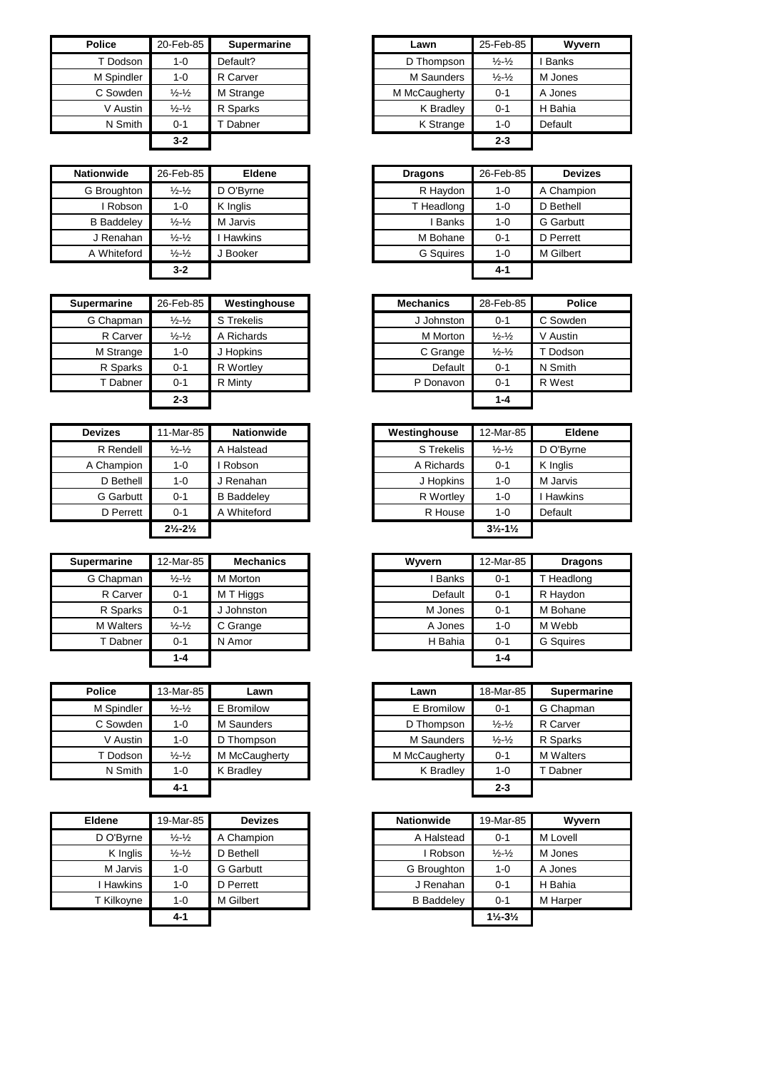| Police | 20-Feb-85 | Supermarine |
|---|---|---|
| T Dodson | 1-0 | Default? |
| M Spindler | 1-0 | R Carver |
| C Sowden | ½-½ | M Strange |
| V Austin | ½-½ | R Sparks |
| N Smith | 0-1 | T Dabner |
| | **3-2** | |

| Lawn | 25-Feb-85 | Wyvern |
|---|---|---|
| D Thompson | ½-½ | I Banks |
| M Saunders | ½-½ | M Jones |
| M McCaugherty | 0-1 | A Jones |
| K Bradley | 0-1 | H Bahia |
| K Strange | 1-0 | Default |
| | **2-3** | |

| Nationwide | 26-Feb-85 | Eldene |
|---|---|---|
| G Broughton | ½-½ | D O'Byrne |
| I Robson | 1-0 | K Inglis |
| B Baddeley | ½-½ | M Jarvis |
| J Renahan | ½-½ | I Hawkins |
| A Whiteford | ½-½ | J Booker |
| | **3-2** | |

| Dragons | 26-Feb-85 | Devizes |
|---|---|---|
| R Haydon | 1-0 | A Champion |
| T Headlong | 1-0 | D Bethell |
| I Banks | 1-0 | G Garbutt |
| M Bohane | 0-1 | D Perrett |
| G Squires | 1-0 | M Gilbert |
| | **4-1** | |

| Supermarine | 26-Feb-85 | Westinghouse |
|---|---|---|
| G Chapman | ½-½ | S Trekelis |
| R Carver | ½-½ | A Richards |
| M Strange | 1-0 | J Hopkins |
| R Sparks | 0-1 | R Wortley |
| T Dabner | 0-1 | R Minty |
| | **2-3** | |

| Mechanics | 28-Feb-85 | Police |
|---|---|---|
| J Johnston | 0-1 | C Sowden |
| M Morton | ½-½ | V Austin |
| C Grange | ½-½ | T Dodson |
| Default | 0-1 | N Smith |
| P Donavon | 0-1 | R West |
| | **1-4** | |

| Devizes | 11-Mar-85 | Nationwide |
|---|---|---|
| R Rendell | ½-½ | A Halstead |
| A Champion | 1-0 | I Robson |
| D Bethell | 1-0 | J Renahan |
| G Garbutt | 0-1 | B Baddeley |
| D Perrett | 0-1 | A Whiteford |
| | **2½-2½** | |

| Westinghouse | 12-Mar-85 | Eldene |
|---|---|---|
| S Trekelis | ½-½ | D O'Byrne |
| A Richards | 0-1 | K Inglis |
| J Hopkins | 1-0 | M Jarvis |
| R Wortley | 1-0 | I Hawkins |
| R House | 1-0 | Default |
| | **3½-1½** | |

| Supermarine | 12-Mar-85 | Mechanics |
|---|---|---|
| G Chapman | ½-½ | M Morton |
| R Carver | 0-1 | M T Higgs |
| R Sparks | 0-1 | J Johnston |
| M Walters | ½-½ | C Grange |
| T Dabner | 0-1 | N Amor |
| | **1-4** | |

| Wyvern | 12-Mar-85 | Dragons |
|---|---|---|
| I Banks | 0-1 | T Headlong |
| Default | 0-1 | R Haydon |
| M Jones | 0-1 | M Bohane |
| A Jones | 1-0 | M Webb |
| H Bahia | 0-1 | G Squires |
| | **1-4** | |

| Police | 13-Mar-85 | Lawn |
|---|---|---|
| M Spindler | ½-½ | E Bromilow |
| C Sowden | 1-0 | M Saunders |
| V Austin | 1-0 | D Thompson |
| T Dodson | ½-½ | M McCaugherty |
| N Smith | 1-0 | K Bradley |
| | **4-1** | |

| Lawn | 18-Mar-85 | Supermarine |
|---|---|---|
| E Bromilow | 0-1 | G Chapman |
| D Thompson | ½-½ | R Carver |
| M Saunders | ½-½ | R Sparks |
| M McCaugherty | 0-1 | M Walters |
| K Bradley | 1-0 | T Dabner |
| | **2-3** | |

| Eldene | 19-Mar-85 | Devizes |
|---|---|---|
| D O'Byrne | ½-½ | A Champion |
| K Inglis | ½-½ | D Bethell |
| M Jarvis | 1-0 | G Garbutt |
| I Hawkins | 1-0 | D Perrett |
| T Kilkoyne | 1-0 | M Gilbert |
| | **4-1** | |

| Nationwide | 19-Mar-85 | Wyvern |
|---|---|---|
| A Halstead | 0-1 | M Lovell |
| I Robson | ½-½ | M Jones |
| G Broughton | 1-0 | A Jones |
| J Renahan | 0-1 | H Bahia |
| B Baddeley | 0-1 | M Harper |
| | **1½-3½** | |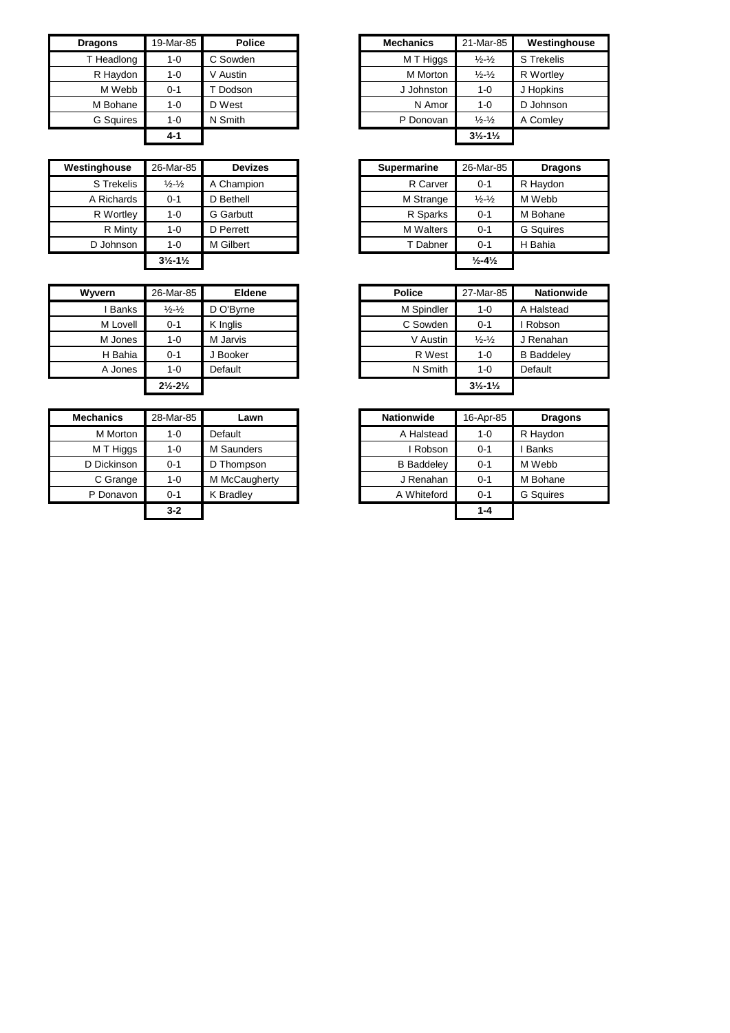| Dragons | 19-Mar-85 | Police |
|---|---|---|
| T Headlong | 1-0 | C Sowden |
| R Haydon | 1-0 | V Austin |
| M Webb | 0-1 | T Dodson |
| M Bohane | 1-0 | D West |
| G Squires | 1-0 | N Smith |
| | **4-1** | |

| Mechanics | 21-Mar-85 | Westinghouse |
|---|---|---|
| M T Higgs | ½-½ | S Trekelis |
| M Morton | ½-½ | R Wortley |
| J Johnston | 1-0 | J Hopkins |
| N Amor | 1-0 | D Johnson |
| P Donovan | ½-½ | A Comley |
| | **3½-1½** | |

| Westinghouse | 26-Mar-85 | Devizes |
|---|---|---|
| S Trekelis | ½-½ | A Champion |
| A Richards | 0-1 | D Bethell |
| R Wortley | 1-0 | G Garbutt |
| R Minty | 1-0 | D Perrett |
| D Johnson | 1-0 | M Gilbert |
| | **3½-1½** | |

| Supermarine | 26-Mar-85 | Dragons |
|---|---|---|
| R Carver | 0-1 | R Haydon |
| M Strange | ½-½ | M Webb |
| R Sparks | 0-1 | M Bohane |
| M Walters | 0-1 | G Squires |
| T Dabner | 0-1 | H Bahia |
| | **½-4½** | |

| Wyvern | 26-Mar-85 | Eldene |
|---|---|---|
| I Banks | ½-½ | D O'Byrne |
| M Lovell | 0-1 | K Inglis |
| M Jones | 1-0 | M Jarvis |
| H Bahia | 0-1 | J Booker |
| A Jones | 1-0 | Default |
| | **2½-2½** | |

| Police | 27-Mar-85 | Nationwide |
|---|---|---|
| M Spindler | 1-0 | A Halstead |
| C Sowden | 0-1 | I Robson |
| V Austin | ½-½ | J Renahan |
| R West | 1-0 | B Baddeley |
| N Smith | 1-0 | Default |
| | **3½-1½** | |

| Mechanics | 28-Mar-85 | Lawn |
|---|---|---|
| M Morton | 1-0 | Default |
| M T Higgs | 1-0 | M Saunders |
| D Dickinson | 0-1 | D Thompson |
| C Grange | 1-0 | M McCaugherty |
| P Donavon | 0-1 | K Bradley |
| | **3-2** | |

| Nationwide | 16-Apr-85 | Dragons |
|---|---|---|
| A Halstead | 1-0 | R Haydon |
| I Robson | 0-1 | I Banks |
| B Baddeley | 0-1 | M Webb |
| J Renahan | 0-1 | M Bohane |
| A Whiteford | 0-1 | G Squires |
| | **1-4** | |